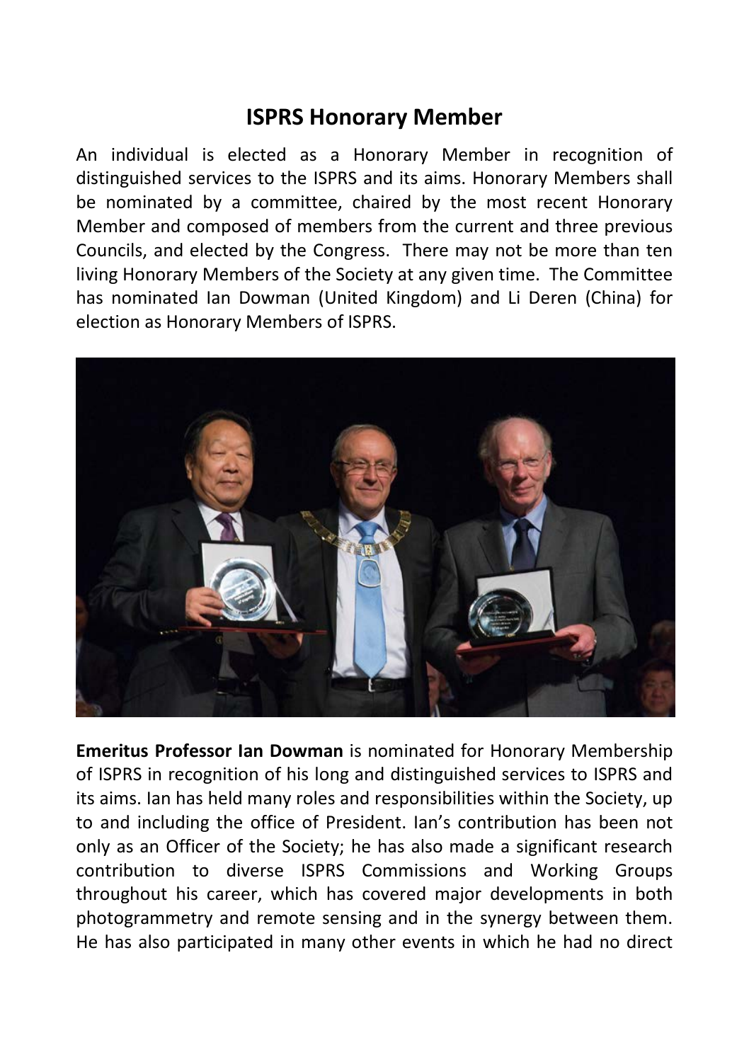# ISPRS Honorary Member

An individual is elected as a Honorary Member in recognition of distinguished services to the ISPRS and its aims. Honorary Members shall be nominated by a committee, chaired by the most recent Honorary Member and composed of members from the current and three previous Councils, and elected by the Congress. There may not be more than ten living Honorary Members of the Society at any given time. The Committee has nominated Ian Dowman (United Kingdom) and Li Deren (China) for election as Honorary Members of ISPRS.

**Emeritus Professor Ian Dowman** is nominated for Honorary Membership of ISPRS in recognition of his long and distinguished services to ISPRS and its aims. Ian has held many roles and responsibilities within the Society, up to and including the office of President. Ian's contribution has been not only as an Officer of the Society; he has also made a significant research contribution to diverse ISPRS Commissions and Working Groups throughout his career, which has covered major developments in both photogrammetry and remote sensing and in the synergy between them. He has also participated in many other events in which he had no direct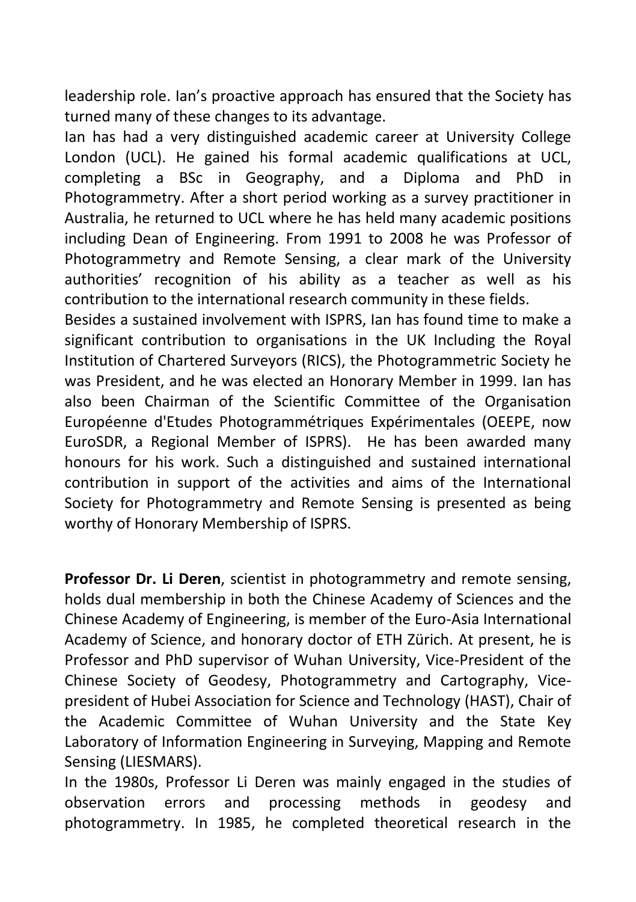leadership role. Ian's proactive approach has ensured that the Society has turned many of these changes to its advantage.

Ian has had a very distinguished academic career at University College London (UCL). He gained his formal academic qualifications at UCL, completing a BSc in Geography, and a Diploma and PhD in Photogrammetry. After a short period working as a survey practitioner in Australia, he returned to UCL where he has held many academic positions including Dean of Engineering. From 1991 to 2008 he was Professor of Photogrammetry and Remote Sensing, a clear mark of the University authorities' recognition of his ability as a teacher as well as his contribution to the international research community in these fields.

Besides a sustained involvement with ISPRS, Ian has found time to make a significant contribution to organisations in the UK Including the Royal Institution of Chartered Surveyors (RICS), the Photogrammetric Society he was President, and he was elected an Honorary Member in 1999. Ian has also been Chairman of the Scientific Committee of the Organisation Européenne d'Etudes Photogrammétriques Expérimentales (OEEPE, now EuroSDR, a Regional Member of ISPRS). He has been awarded many honours for his work. Such a distinguished and sustained international contribution in support of the activities and aims of the International Society for Photogrammetry and Remote Sensing is presented as being worthy of Honorary Membership of ISPRS.

**Professor Dr. Li Deren**, scientist in photogrammetry and remote sensing, holds dual membership in both the Chinese Academy of Sciences and the Chinese Academy of Engineering, is member of the Euro-Asia International Academy of Science, and honorary doctor of ETH Zürich. At present, he is Professor and PhD supervisor of Wuhan University, Vice-President of the Chinese Society of Geodesy, Photogrammetry and Cartography, Vice-president of Hubei Association for Science and Technology (HAST), Chair of the Academic Committee of Wuhan University and the State Key Laboratory of Information Engineering in Surveying, Mapping and Remote Sensing (LIESMARS).

In the 1980s, Professor Li Deren was mainly engaged in the studies of observation errors and processing methods in geodesy and photogrammetry. In 1985, he completed theoretical research in the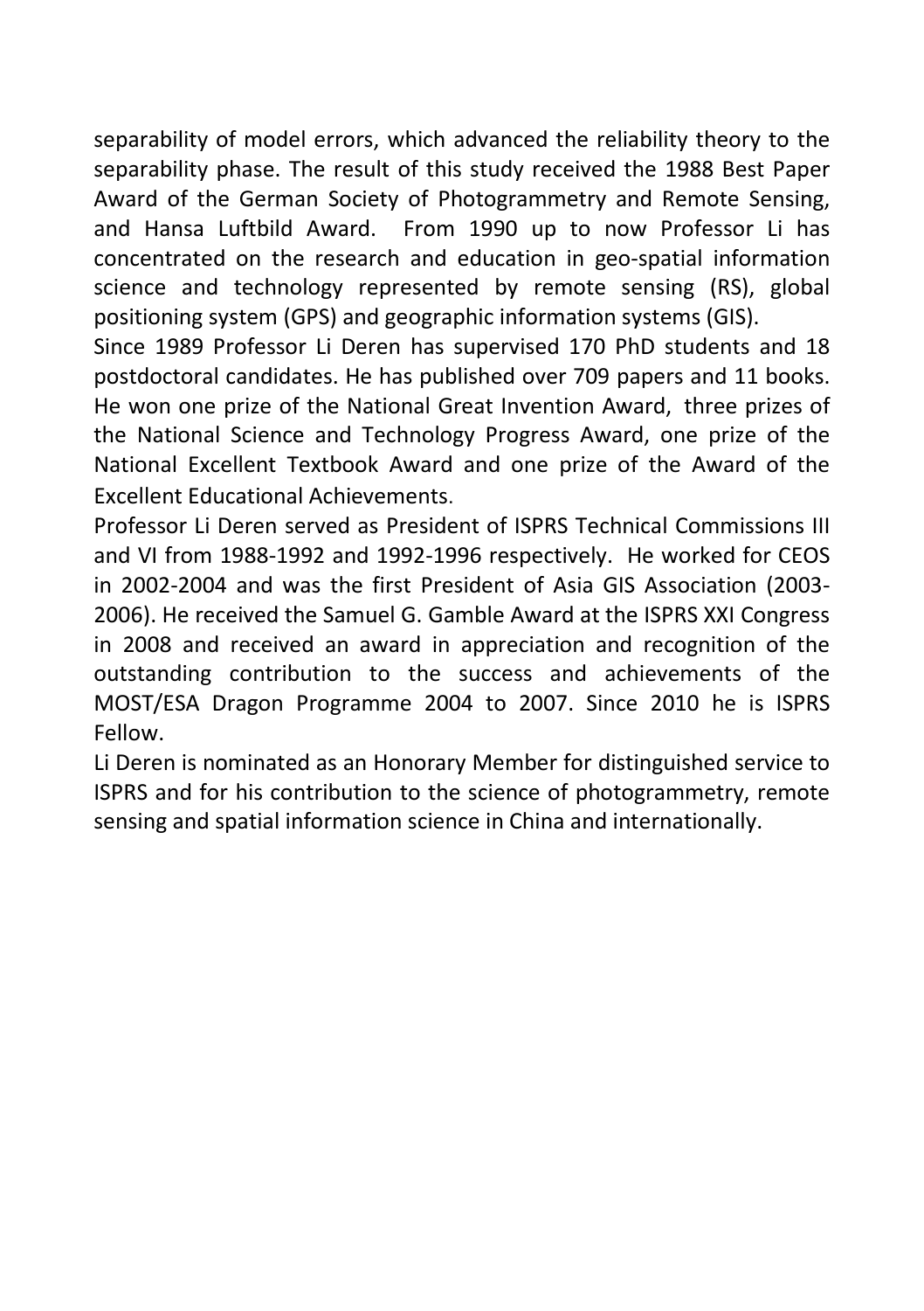separability of model errors, which advanced the reliability theory to the separability phase. The result of this study received the 1988 Best Paper Award of the German Society of Photogrammetry and Remote Sensing, and Hansa Luftbild Award. From 1990 up to now Professor Li has concentrated on the research and education in geo-spatial information science and technology represented by remote sensing (RS), global positioning system (GPS) and geographic information systems (GIS).

Since 1989 Professor Li Deren has supervised 170 PhD students and 18 postdoctoral candidates. He has published over 709 papers and 11 books. He won one prize of the National Great Invention Award, three prizes of the National Science and Technology Progress Award, one prize of the National Excellent Textbook Award and one prize of the Award of the Excellent Educational Achievements.

Professor Li Deren served as President of ISPRS Technical Commissions III and VI from 1988-1992 and 1992-1996 respectively. He worked for CEOS in 2002-2004 and was the first President of Asia GIS Association (2003-2006). He received the Samuel G. Gamble Award at the ISPRS XXI Congress in 2008 and received an award in appreciation and recognition of the outstanding contribution to the success and achievements of the MOST/ESA Dragon Programme 2004 to 2007. Since 2010 he is ISPRS Fellow.

Li Deren is nominated as an Honorary Member for distinguished service to ISPRS and for his contribution to the science of photogrammetry, remote sensing and spatial information science in China and internationally.